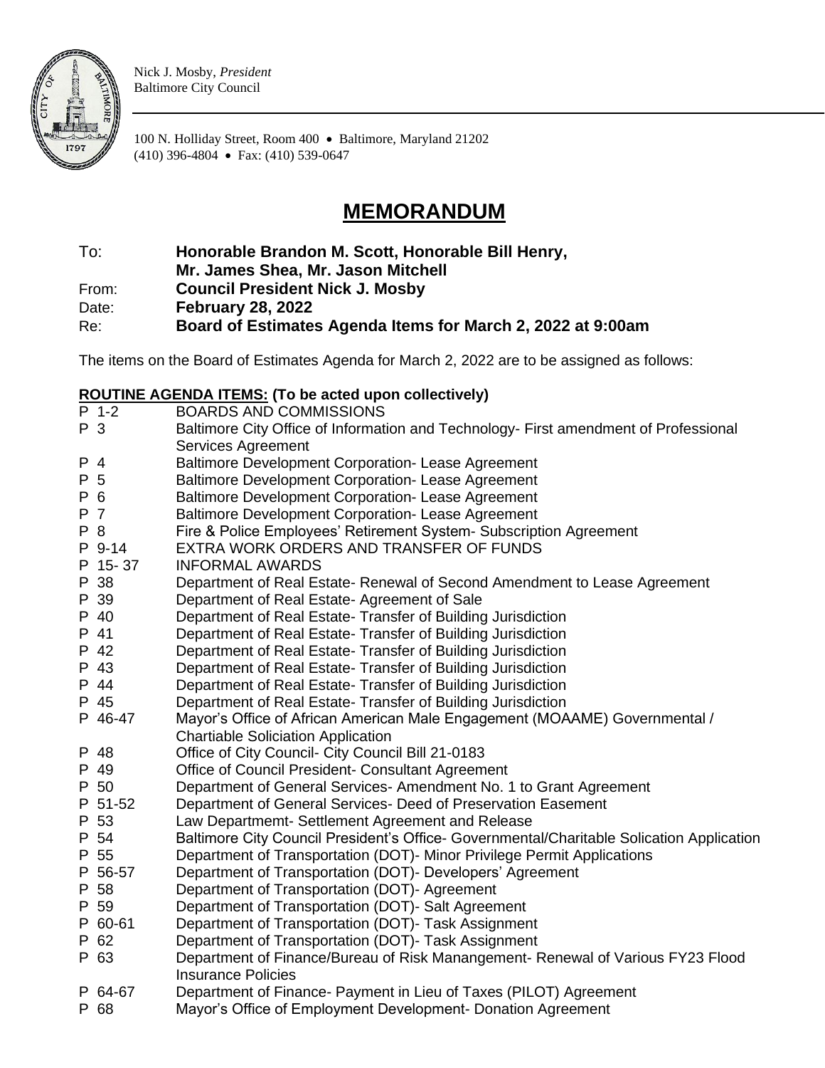Nick J. Mosby, *President*
Baltimore City Council

100 N. Holliday Street, Room 400 • Baltimore, Maryland 21202
(410) 396-4804 • Fax: (410) 539-0647

# MEMORANDUM

| | |
|---|---|
| To: | **Honorable Brandon M. Scott, Honorable Bill Henry, Mr. James Shea, Mr. Jason Mitchell** |
| From: | **Council President Nick J. Mosby** |
| Date: | **February 28, 2022** |
| Re: | **Board of Estimates Agenda Items for March 2, 2022 at 9:00am** |

The items on the Board of Estimates Agenda for March 2, 2022 are to be assigned as follows:

**ROUTINE AGENDA ITEMS: (To be acted upon collectively)**

| | |
|---|---|
| P 1-2 | BOARDS AND COMMISSIONS |
| P 3 | Baltimore City Office of Information and Technology- First amendment of Professional Services Agreement |
| P 4 | Baltimore Development Corporation- Lease Agreement |
| P 5 | Baltimore Development Corporation- Lease Agreement |
| P 6 | Baltimore Development Corporation- Lease Agreement |
| P 7 | Baltimore Development Corporation- Lease Agreement |
| P 8 | Fire & Police Employees' Retirement System- Subscription Agreement |
| P 9-14 | EXTRA WORK ORDERS AND TRANSFER OF FUNDS |
| P 15- 37 | INFORMAL AWARDS |
| P 38 | Department of Real Estate- Renewal of Second Amendment to Lease Agreement |
| P 39 | Department of Real Estate- Agreement of Sale |
| P 40 | Department of Real Estate- Transfer of Building Jurisdiction |
| P 41 | Department of Real Estate- Transfer of Building Jurisdiction |
| P 42 | Department of Real Estate- Transfer of Building Jurisdiction |
| P 43 | Department of Real Estate- Transfer of Building Jurisdiction |
| P 44 | Department of Real Estate- Transfer of Building Jurisdiction |
| P 45 | Department of Real Estate- Transfer of Building Jurisdiction |
| P 46-47 | Mayor's Office of African American Male Engagement (MOAAME) Governmental / Chartiable Soliciation Application |
| P 48 | Office of City Council- City Council Bill 21-0183 |
| P 49 | Office of Council President- Consultant Agreement |
| P 50 | Department of General Services- Amendment No. 1 to Grant Agreement |
| P 51-52 | Department of General Services- Deed of Preservation Easement |
| P 53 | Law Departmemt- Settlement Agreement and Release |
| P 54 | Baltimore City Council President's Office- Governmental/Charitable Solication Application |
| P 55 | Department of Transportation (DOT)- Minor Privilege Permit Applications |
| P 56-57 | Department of Transportation (DOT)- Developers' Agreement |
| P 58 | Department of Transportation (DOT)- Agreement |
| P 59 | Department of Transportation (DOT)- Salt Agreement |
| P 60-61 | Department of Transportation (DOT)- Task Assignment |
| P 62 | Department of Transportation (DOT)- Task Assignment |
| P 63 | Department of Finance/Bureau of Risk Manangement- Renewal of Various FY23 Flood Insurance Policies |
| P 64-67 | Department of Finance- Payment in Lieu of Taxes (PILOT) Agreement |
| P 68 | Mayor's Office of Employment Development- Donation Agreement |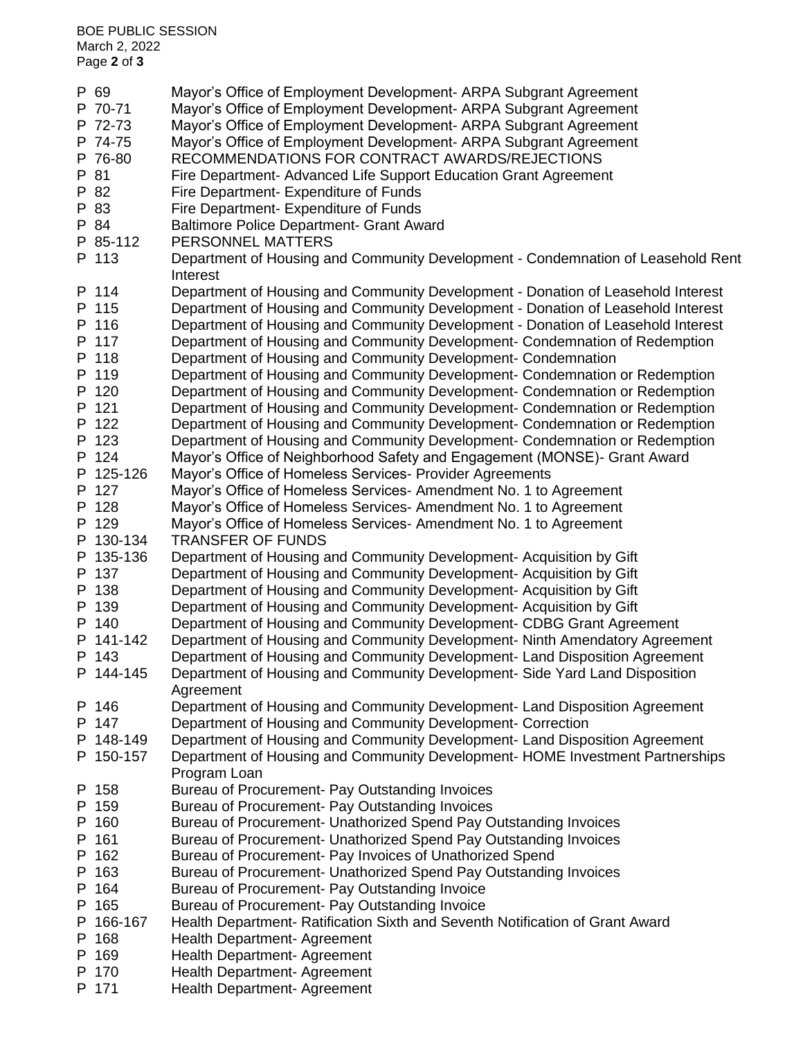| | |
|---|---|
| P 69 | Mayor's Office of Employment Development- ARPA Subgrant Agreement |
| P 70-71 | Mayor's Office of Employment Development- ARPA Subgrant Agreement |
| P 72-73 | Mayor's Office of Employment Development- ARPA Subgrant Agreement |
| P 74-75 | Mayor's Office of Employment Development- ARPA Subgrant Agreement |
| P 76-80 | RECOMMENDATIONS FOR CONTRACT AWARDS/REJECTIONS |
| P 81 | Fire Department- Advanced Life Support Education Grant Agreement |
| P 82 | Fire Department- Expenditure of Funds |
| P 83 | Fire Department- Expenditure of Funds |
| P 84 | Baltimore Police Department- Grant Award |
| P 85-112 | PERSONNEL MATTERS |
| P 113 | Department of Housing and Community Development - Condemnation of Leasehold Rent Interest |
| P 114 | Department of Housing and Community Development - Donation of Leasehold Interest |
| P 115 | Department of Housing and Community Development - Donation of Leasehold Interest |
| P 116 | Department of Housing and Community Development - Donation of Leasehold Interest |
| P 117 | Department of Housing and Community Development- Condemnation of Redemption |
| P 118 | Department of Housing and Community Development- Condemnation |
| P 119 | Department of Housing and Community Development- Condemnation or Redemption |
| P 120 | Department of Housing and Community Development- Condemnation or Redemption |
| P 121 | Department of Housing and Community Development- Condemnation or Redemption |
| P 122 | Department of Housing and Community Development- Condemnation or Redemption |
| P 123 | Department of Housing and Community Development- Condemnation or Redemption |
| P 124 | Mayor's Office of Neighborhood Safety and Engagement (MONSE)- Grant Award |
| P 125-126 | Mayor's Office of Homeless Services- Provider Agreements |
| P 127 | Mayor's Office of Homeless Services- Amendment No. 1 to Agreement |
| P 128 | Mayor's Office of Homeless Services- Amendment No. 1 to Agreement |
| P 129 | Mayor's Office of Homeless Services- Amendment No. 1 to Agreement |
| P 130-134 | TRANSFER OF FUNDS |
| P 135-136 | Department of Housing and Community Development- Acquisition by Gift |
| P 137 | Department of Housing and Community Development- Acquisition by Gift |
| P 138 | Department of Housing and Community Development- Acquisition by Gift |
| P 139 | Department of Housing and Community Development- Acquisition by Gift |
| P 140 | Department of Housing and Community Development- CDBG Grant Agreement |
| P 141-142 | Department of Housing and Community Development- Ninth Amendatory Agreement |
| P 143 | Department of Housing and Community Development- Land Disposition Agreement |
| P 144-145 | Department of Housing and Community Development- Side Yard Land Disposition Agreement |
| P 146 | Department of Housing and Community Development- Land Disposition Agreement |
| P 147 | Department of Housing and Community Development- Correction |
| P 148-149 | Department of Housing and Community Development- Land Disposition Agreement |
| P 150-157 | Department of Housing and Community Development- HOME Investment Partnerships Program Loan |
| P 158 | Bureau of Procurement- Pay Outstanding Invoices |
| P 159 | Bureau of Procurement- Pay Outstanding Invoices |
| P 160 | Bureau of Procurement- Unathorized Spend Pay Outstanding Invoices |
| P 161 | Bureau of Procurement- Unathorized Spend Pay Outstanding Invoices |
| P 162 | Bureau of Procurement- Pay Invoices of Unathorized Spend |
| P 163 | Bureau of Procurement- Unathorized Spend Pay Outstanding Invoices |
| P 164 | Bureau of Procurement- Pay Outstanding Invoice |
| P 165 | Bureau of Procurement- Pay Outstanding Invoice |
| P 166-167 | Health Department- Ratification Sixth and Seventh Notification of Grant Award |
| P 168 | Health Department- Agreement |
| P 169 | Health Department- Agreement |
| P 170 | Health Department- Agreement |
| P 171 | Health Department- Agreement |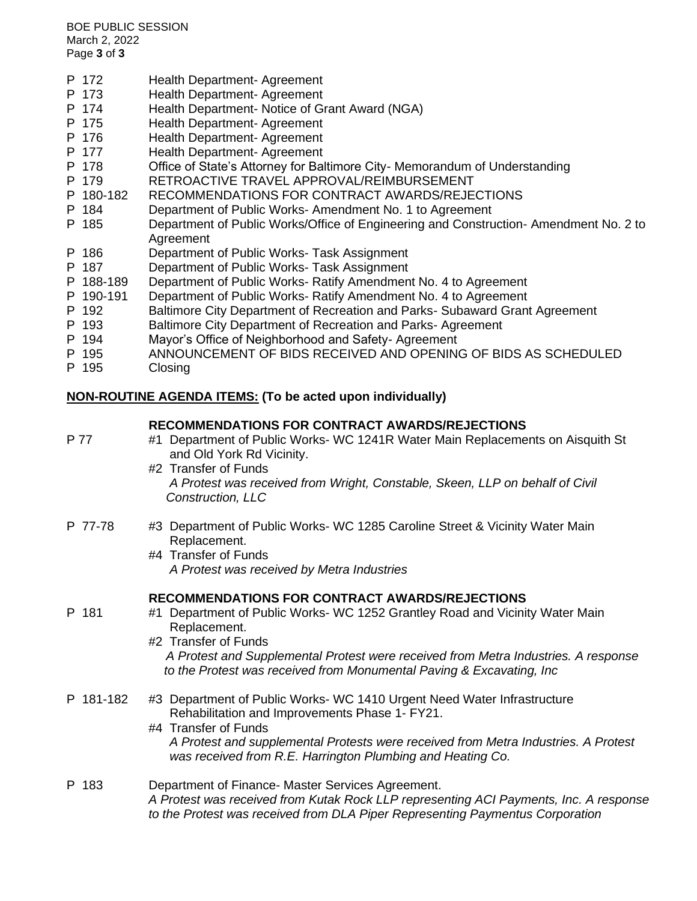| | |
|---|---|
| P 172 | Health Department- Agreement |
| P 173 | Health Department- Agreement |
| P 174 | Health Department- Notice of Grant Award (NGA) |
| P 175 | Health Department- Agreement |
| P 176 | Health Department- Agreement |
| P 177 | Health Department- Agreement |
| P 178 | Office of State's Attorney for Baltimore City- Memorandum of Understanding |
| P 179 | RETROACTIVE TRAVEL APPROVAL/REIMBURSEMENT |
| P 180-182 | RECOMMENDATIONS FOR CONTRACT AWARDS/REJECTIONS |
| P 184 | Department of Public Works- Amendment No. 1 to Agreement |
| P 185 | Department of Public Works/Office of Engineering and Construction- Amendment No. 2 to Agreement |
| P 186 | Department of Public Works- Task Assignment |
| P 187 | Department of Public Works- Task Assignment |
| P 188-189 | Department of Public Works- Ratify Amendment No. 4 to Agreement |
| P 190-191 | Department of Public Works- Ratify Amendment No. 4 to Agreement |
| P 192 | Baltimore City Department of Recreation and Parks- Subaward Grant Agreement |
| P 193 | Baltimore City Department of Recreation and Parks- Agreement |
| P 194 | Mayor's Office of Neighborhood and Safety- Agreement |
| P 195 | ANNOUNCEMENT OF BIDS RECEIVED AND OPENING OF BIDS AS SCHEDULED |
| P 195 | Closing |

## NON-ROUTINE AGENDA ITEMS: (To be acted upon individually)

**RECOMMENDATIONS FOR CONTRACT AWARDS/REJECTIONS**

P 77
- #1 Department of Public Works- WC 1241R Water Main Replacements on Aisquith St and Old York Rd Vicinity.
- #2 Transfer of Funds

  *A Protest was received from Wright, Constable, Skeen, LLP on behalf of Civil Construction, LLC*

P 77-78
- #3 Department of Public Works- WC 1285 Caroline Street & Vicinity Water Main Replacement.
- #4 Transfer of Funds

  *A Protest was received by Metra Industries*

**RECOMMENDATIONS FOR CONTRACT AWARDS/REJECTIONS**

P 181
- #1 Department of Public Works- WC 1252 Grantley Road and Vicinity Water Main Replacement.
- #2 Transfer of Funds

  *A Protest and Supplemental Protest were received from Metra Industries. A response to the Protest was received from Monumental Paving & Excavating, Inc*

P 181-182
- #3 Department of Public Works- WC 1410 Urgent Need Water Infrastructure Rehabilitation and Improvements Phase 1- FY21.
- #4 Transfer of Funds

  *A Protest and supplemental Protests were received from Metra Industries. A Protest was received from R.E. Harrington Plumbing and Heating Co.*

P 183

Department of Finance- Master Services Agreement.

*A Protest was received from Kutak Rock LLP representing ACI Payments, Inc. A response to the Protest was received from DLA Piper Representing Paymentus Corporation*